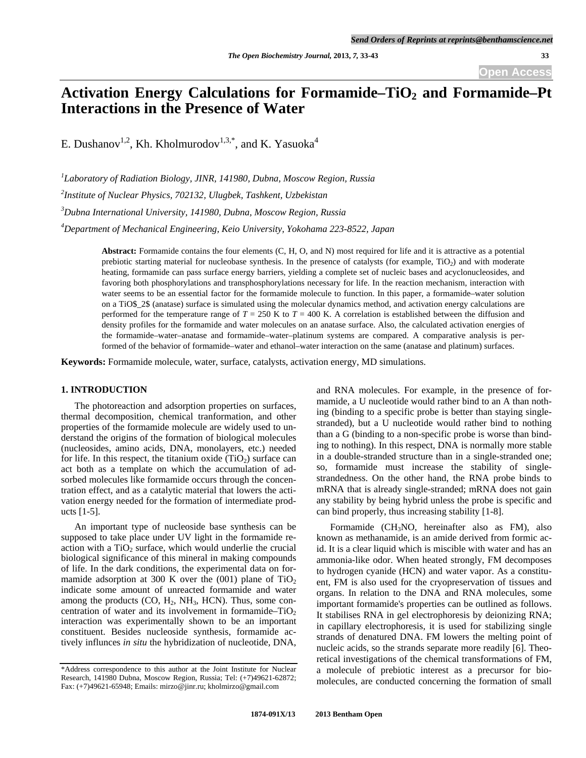# Activation Energy Calculations for Formamide–$TiO_2$ and Formamide–Pt Interactions in the Presence of Water

E. Dushanov[1,2], Kh. Kholmurodov[1,3,*], and K. Yasuoka[4]

[1]*Laboratory of Radiation Biology, JINR, 141980, Dubna, Moscow Region, Russia*

[2]*Institute of Nuclear Physics, 702132, Ulugbek, Tashkent, Uzbekistan*

[3]*Dubna International University, 141980, Dubna, Moscow Region, Russia*

[4]*Department of Mechanical Engineering, Keio University, Yokohama 223-8522, Japan*

**Abstract:** Formamide contains the four elements (C, H, O, and N) most required for life and it is attractive as a potential prebiotic starting material for nucleobase synthesis. In the presence of catalysts (for example, $TiO_2$) and with moderate heating, formamide can pass surface energy barriers, yielding a complete set of nucleic bases and acyclonucleosides, and favoring both phosphorylations and transphosphorylations necessary for life. In the reaction mechanism, interaction with water seems to be an essential factor for the formamide molecule to function. In this paper, a formamide–water solution on a TiO$_2$ (anatase) surface is simulated using the molecular dynamics method, and activation energy calculations are performed for the temperature range of $T = 250$ K to $T = 400$ K. A correlation is established between the diffusion and density profiles for the formamide and water molecules on an anatase surface. Also, the calculated activation energies of the formamide–water–anatase and formamide–water–platinum systems are compared. A comparative analysis is performed of the behavior of formamide–water and ethanol–water interaction on the same (anatase and platinum) surfaces.

**Keywords:** Formamide molecule, water, surface, catalysts, activation energy, MD simulations.

## 1. INTRODUCTION

The photoreaction and adsorption properties on surfaces, thermal decomposition, chemical tranformation, and other properties of the formamide molecule are widely used to understand the origins of the formation of biological molecules (nucleosides, amino acids, DNA, monolayers, etc.) needed for life. In this respect, the titanium oxide ($TiO_2$) surface can act both as a template on which the accumulation of adsorbed molecules like formamide occurs through the concentration effect, and as a catalytic material that lowers the activation energy needed for the formation of intermediate products [1-5].

An important type of nucleoside base synthesis can be supposed to take place under UV light in the formamide reaction with a $TiO_2$ surface, which would underlie the crucial biological significance of this mineral in making compounds of life. In the dark conditions, the experimental data on formamide adsorption at 300 K over the (001) plane of $TiO_2$ indicate some amount of unreacted formamide and water among the products (CO, $H_2$, $NH_3$, HCN). Thus, some concentration of water and its involvement in formamide–$TiO_2$ interaction was experimentally shown to be an important constituent. Besides nucleoside synthesis, formamide actively influnces *in situ* the hybridization of nucleotide, DNA, and RNA molecules. For example, in the presence of formamide, a U nucleotide would rather bind to an A than nothing (binding to a specific probe is better than staying single-stranded), but a U nucleotide would rather bind to nothing than a G (binding to a non-specific probe is worse than binding to nothing). In this respect, DNA is normally more stable in a double-stranded structure than in a single-stranded one; so, formamide must increase the stability of single-strandedness. On the other hand, the RNA probe binds to mRNA that is already single-stranded; mRNA does not gain any stability by being hybrid unless the probe is specific and can bind properly, thus increasing stability [1-8].

Formamide ($CH_3NO$, hereinafter also as FM), also known as methanamide, is an amide derived from formic acid. It is a clear liquid which is miscible with water and has an ammonia-like odor. When heated strongly, FM decomposes to hydrogen cyanide (HCN) and water vapor. As a constituent, FM is also used for the cryopreservation of tissues and organs. In relation to the DNA and RNA molecules, some important formamide's properties can be outlined as follows. It stabilises RNA in gel electrophoresis by deionizing RNA; in capillary electrophoresis, it is used for stabilizing single strands of denatured DNA. FM lowers the melting point of nucleic acids, so the strands separate more readily [6]. Theoretical investigations of the chemical transformations of FM, a molecule of prebiotic interest as a precursor for biomolecules, are conducted concerning the formation of small

*Address correspondence to this author at the Joint Institute for Nuclear Research, 141980 Dubna, Moscow Region, Russia; Tel: (+7)49621-62872; Fax: (+7)49621-65948; Emails: mirzo@jinr.ru; kholmirzo@gmail.com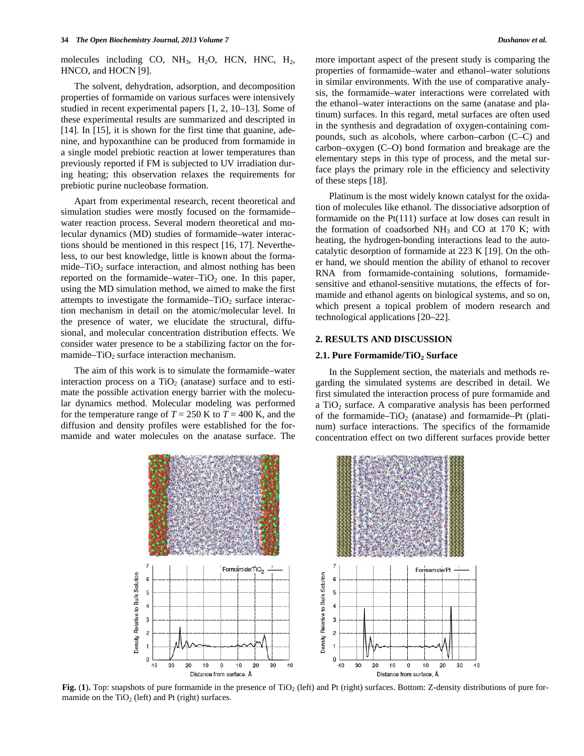molecules including CO, $NH_3$, $H_2O$, HCN, HNC, $H_2$, HNCO, and HOCN [9].

The solvent, dehydration, adsorption, and decomposition properties of formamide on various surfaces were intensively studied in recent experimental papers [1, 2, 10–13]. Some of these experimental results are summarized and descripted in [14]. In [15], it is shown for the first time that guanine, adenine, and hypoxanthine can be produced from formamide in a single model prebiotic reaction at lower temperatures than previously reported if FM is subjected to UV irradiation during heating; this observation relaxes the requirements for prebiotic purine nucleobase formation.

Apart from experimental research, recent theoretical and simulation studies were mostly focused on the formamide–water reaction process. Several modern theoretical and molecular dynamics (MD) studies of formamide–water interactions should be mentioned in this respect [16, 17]. Nevertheless, to our best knowledge, little is known about the formamide–$TiO_2$ surface interaction, and almost nothing has been reported on the formamide–water–$TiO_2$ one. In this paper, using the MD simulation method, we aimed to make the first attempts to investigate the formamide–$TiO_2$ surface interaction mechanism in detail on the atomic/molecular level. In the presence of water, we elucidate the structural, diffusional, and molecular concentration distribution effects. We consider water presence to be a stabilizing factor on the formamide–$TiO_2$ surface interaction mechanism.

The aim of this work is to simulate the formamide–water interaction process on a $TiO_2$ (anatase) surface and to estimate the possible activation energy barrier with the molecular dynamics method. Molecular modeling was performed for the temperature range of $T = 250$ K to $T = 400$ K, and the diffusion and density profiles were established for the formamide and water molecules on the anatase surface. The more important aspect of the present study is comparing the properties of formamide–water and ethanol–water solutions in similar environments. With the use of comparative analysis, the formamide–water interactions were correlated with the ethanol–water interactions on the same (anatase and platinum) surfaces. In this regard, metal surfaces are often used in the synthesis and degradation of oxygen-containing compounds, such as alcohols, where carbon–carbon (C–C) and carbon–oxygen (C–O) bond formation and breakage are the elementary steps in this type of process, and the metal surface plays the primary role in the efficiency and selectivity of these steps [18].

Platinum is the most widely known catalyst for the oxidation of molecules like ethanol. The dissociative adsorption of formamide on the Pt(111) surface at low doses can result in the formation of coadsorbed $NH_3$ and CO at 170 K; with heating, the hydrogen-bonding interactions lead to the autocatalytic desorption of formamide at 223 K [19]. On the other hand, we should mention the ability of ethanol to recover RNA from formamide-containing solutions, formamide-sensitive and ethanol-sensitive mutations, the effects of formamide and ethanol agents on biological systems, and so on, which present a topical problem of modern research and technological applications [20–22].

## 2. RESULTS AND DISCUSSION

### 2.1. Pure Formamide/$TiO_2$ Surface

In the Supplement section, the materials and methods regarding the simulated systems are described in detail. We first simulated the interaction process of pure formamide and a $TiO_2$ surface. A comparative analysis has been performed of the formamide–$TiO_2$ (anatase) and formamide–Pt (platinum) surface interactions. The specifics of the formamide concentration effect on two different surfaces provide better

**Fig. (1).** Top: snapshots of pure formamide in the presence of $TiO_2$ (left) and Pt (right) surfaces. Bottom: Z-density distributions of pure formamide on the $TiO_2$ (left) and Pt (right) surfaces.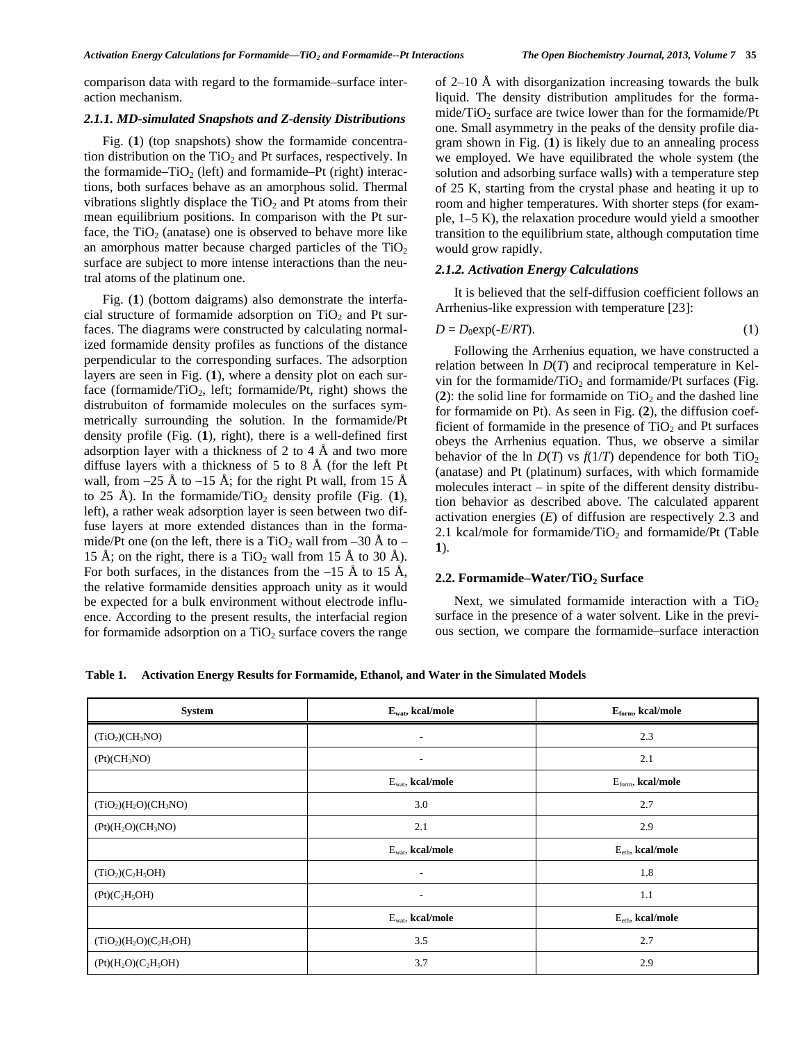comparison data with regard to the formamide–surface interaction mechanism.

### 2.1.1. MD-simulated Snapshots and Z-density Distributions

Fig. (**1**) (top snapshots) show the formamide concentration distribution on the $TiO_2$ and Pt surfaces, respectively. In the formamide–$TiO_2$ (left) and formamide–Pt (right) interactions, both surfaces behave as an amorphous solid. Thermal vibrations slightly displace the $TiO_2$ and Pt atoms from their mean equilibrium positions. In comparison with the Pt surface, the $TiO_2$ (anatase) one is observed to behave more like an amorphous matter because charged particles of the $TiO_2$ surface are subject to more intense interactions than the neutral atoms of the platinum one.

Fig. (**1**) (bottom daigrams) also demonstrate the interfacial structure of formamide adsorption on $TiO_2$ and Pt surfaces. The diagrams were constructed by calculating normalized formamide density profiles as functions of the distance perpendicular to the corresponding surfaces. The adsorption layers are seen in Fig. (**1**), where a density plot on each surface (formamide/$TiO_2$, left; formamide/Pt, right) shows the distrubuiton of formamide molecules on the surfaces symmetrically surrounding the solution. In the formamide/Pt density profile (Fig. (**1**), right), there is a well-defined first adsorption layer with a thickness of 2 to 4 Å and two more diffuse layers with a thickness of 5 to 8 Å (for the left Pt wall, from –25 Å to –15 Å; for the right Pt wall, from 15 Å to 25 Å). In the formamide/$TiO_2$ density profile (Fig. (**1**), left), a rather weak adsorption layer is seen between two diffuse layers at more extended distances than in the formamide/Pt one (on the left, there is a $TiO_2$ wall from –30 Å to –15 Å; on the right, there is a $TiO_2$ wall from 15 Å to 30 Å). For both surfaces, in the distances from the –15 Å to 15 Å, the relative formamide densities approach unity as it would be expected for a bulk environment without electrode influence. According to the present results, the interfacial region for formamide adsorption on a $TiO_2$ surface covers the range of 2–10 Å with disorganization increasing towards the bulk liquid. The density distribution amplitudes for the formamide/$TiO_2$ surface are twice lower than for the formamide/Pt one. Small asymmetry in the peaks of the density profile diagram shown in Fig. (**1**) is likely due to an annealing process we employed. We have equilibrated the whole system (the solution and adsorbing surface walls) with a temperature step of 25 K, starting from the crystal phase and heating it up to room and higher temperatures. With shorter steps (for example, 1–5 K), the relaxation procedure would yield a smoother transition to the equilibrium state, although computation time would grow rapidly.

### 2.1.2. Activation Energy Calculations

It is believed that the self-diffusion coefficient follows an Arrhenius-like expression with temperature [23]:

$$D = D_0\exp(-E/RT). \tag{1}$$

Following the Arrhenius equation, we have constructed a relation between ln $D(T)$ and reciprocal temperature in Kelvin for the formamide/$TiO_2$ and formamide/Pt surfaces (Fig. (**2**): the solid line for formamide on $TiO_2$ and the dashed line for formamide on Pt). As seen in Fig. (**2**), the diffusion coefficient of formamide in the presence of $TiO_2$ and Pt surfaces obeys the Arrhenius equation. Thus, we observe a similar behavior of the ln $D(T)$ vs $f(1/T)$ dependence for both $TiO_2$ (anatase) and Pt (platinum) surfaces, with which formamide molecules interact – in spite of the different density distribution behavior as described above. The calculated apparent activation energies ($E$) of diffusion are respectively 2.3 and 2.1 kcal/mole for formamide/$TiO_2$ and formamide/Pt (Table **1**).

## 2.2. Formamide–Water/$TiO_2$ Surface

Next, we simulated formamide interaction with a $TiO_2$ surface in the presence of a water solvent. Like in the previous section, we compare the formamide–surface interaction

**Table 1. Activation Energy Results for Formamide, Ethanol, and Water in the Simulated Models**

| System | $E_{wat}$, kcal/mole | $E_{form}$, kcal/mole |
|---|---|---|
| $(TiO_2)(CH_3NO)$ | - | 2.3 |
| $(Pt)(CH_3NO)$ | - | 2.1 |
| | $E_{wat}$, **kcal/mole** | $E_{form}$, **kcal/mole** |
| $(TiO_2)(H_2O)(CH_3NO)$ | 3.0 | 2.7 |
| $(Pt)(H_2O)(CH_3NO)$ | 2.1 | 2.9 |
| | $E_{wat}$, **kcal/mole** | $E_{eth}$, **kcal/mole** |
| $(TiO_2)(C_2H_5OH)$ | - | 1.8 |
| $(Pt)(C_2H_5OH)$ | - | 1.1 |
| | $E_{wat}$, **kcal/mole** | $E_{eth}$, **kcal/mole** |
| $(TiO_2)(H_2O)(C_2H_5OH)$ | 3.5 | 2.7 |
| $(Pt)(H_2O)(C_2H_5OH)$ | 3.7 | 2.9 |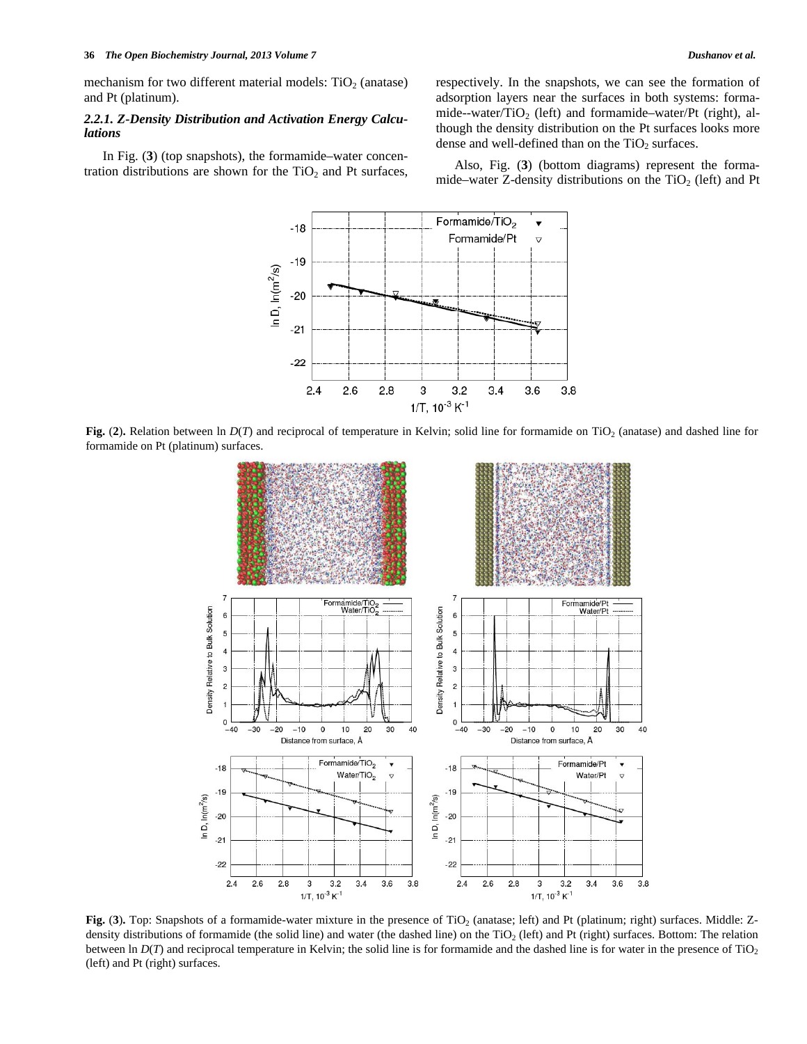mechanism for two different material models: $TiO_2$ (anatase) and Pt (platinum).

### 2.2.1. Z-Density Distribution and Activation Energy Calculations

In Fig. (**3**) (top snapshots), the formamide–water concentration distributions are shown for the $TiO_2$ and Pt surfaces, respectively. In the snapshots, we can see the formation of adsorption layers near the surfaces in both systems: formamide--water/$TiO_2$ (left) and formamide–water/Pt (right), although the density distribution on the Pt surfaces looks more dense and well-defined than on the $TiO_2$ surfaces.

Also, Fig. (**3**) (bottom diagrams) represent the formamide–water Z-density distributions on the $TiO_2$ (left) and Pt

**Fig. (2).** Relation between ln $D(T)$ and reciprocal of temperature in Kelvin; solid line for formamide on $TiO_2$ (anatase) and dashed line for formamide on Pt (platinum) surfaces.

**Fig. (3).** Top: Snapshots of a formamide-water mixture in the presence of $TiO_2$ (anatase; left) and Pt (platinum; right) surfaces. Middle: Z-density distributions of formamide (the solid line) and water (the dashed line) on the $TiO_2$ (left) and Pt (right) surfaces. Bottom: The relation between ln $D(T)$ and reciprocal temperature in Kelvin; the solid line is for formamide and the dashed line is for water in the presence of $TiO_2$ (left) and Pt (right) surfaces.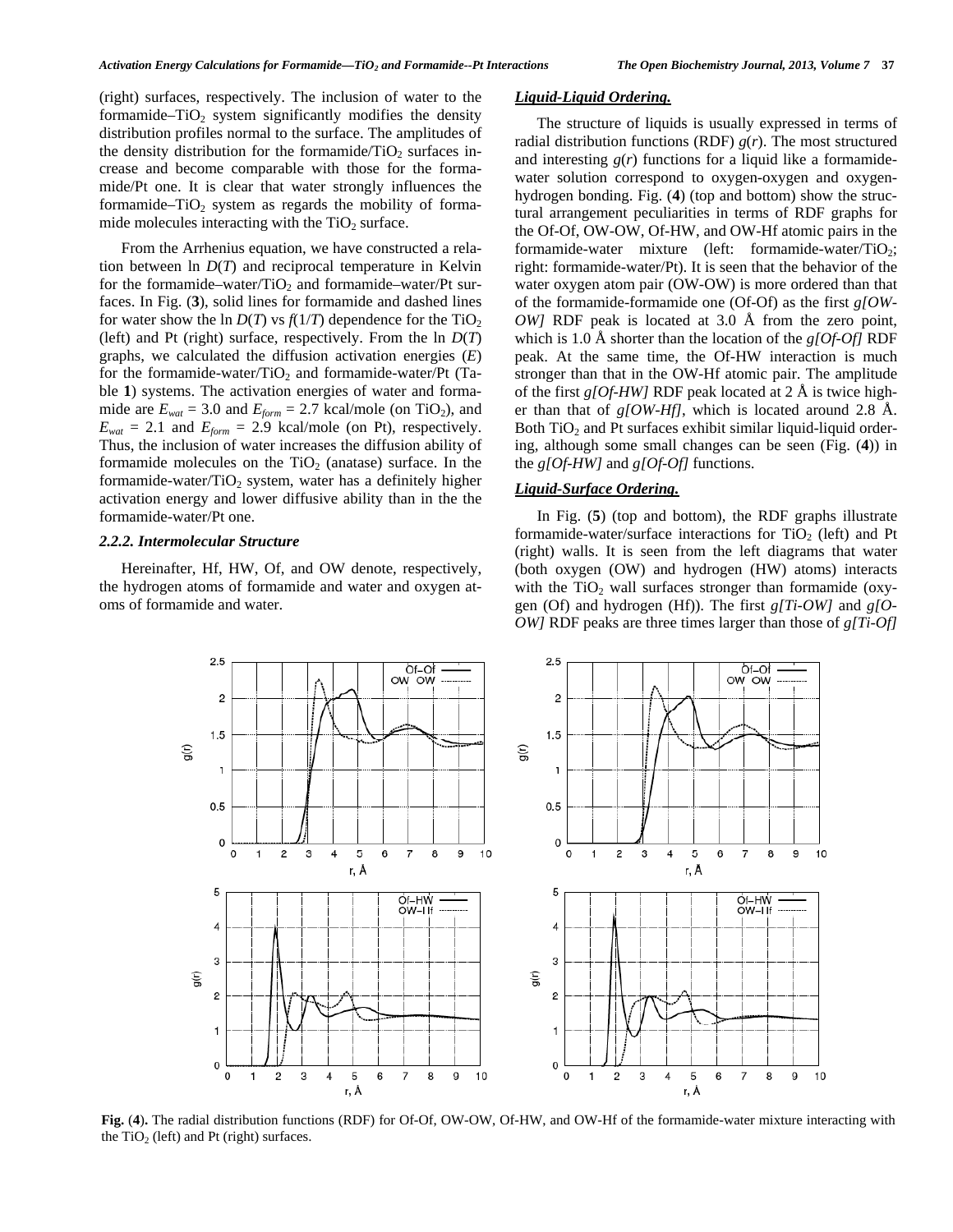(right) surfaces, respectively. The inclusion of water to the formamide–$TiO_2$ system significantly modifies the density distribution profiles normal to the surface. The amplitudes of the density distribution for the formamide/$TiO_2$ surfaces increase and become comparable with those for the formamide/Pt one. It is clear that water strongly influences the formamide–$TiO_2$ system as regards the mobility of formamide molecules interacting with the $TiO_2$ surface.

From the Arrhenius equation, we have constructed a relation between ln $D(T)$ and reciprocal temperature in Kelvin for the formamide–water/$TiO_2$ and formamide–water/Pt surfaces. In Fig. (**3**), solid lines for formamide and dashed lines for water show the ln $D(T)$ vs $f(1/T)$ dependence for the $TiO_2$ (left) and Pt (right) surface, respectively. From the ln $D(T)$ graphs, we calculated the diffusion activation energies ($E$) for the formamide-water/$TiO_2$ and formamide-water/Pt (Table **1**) systems. The activation energies of water and formamide are $E_{wat}$ = 3.0 and $E_{form}$ = 2.7 kcal/mole (on $TiO_2$), and $E_{wat}$ = 2.1 and $E_{form}$ = 2.9 kcal/mole (on Pt), respectively. Thus, the inclusion of water increases the diffusion ability of formamide molecules on the $TiO_2$ (anatase) surface. In the formamide-water/$TiO_2$ system, water has a definitely higher activation energy and lower diffusive ability than in the the formamide-water/Pt one.

### *2.2.2. Intermolecular Structure*

Hereinafter, Hf, HW, Of, and OW denote, respectively, the hydrogen atoms of formamide and water and oxygen atoms of formamide and water.

### ***Liquid-Liquid Ordering.***

The structure of liquids is usually expressed in terms of radial distribution functions (RDF) $g(r)$. The most structured and interesting $g(r)$ functions for a liquid like a formamide-water solution correspond to oxygen-oxygen and oxygen-hydrogen bonding. Fig. (**4**) (top and bottom) show the structural arrangement peculiarities in terms of RDF graphs for the Of-Of, OW-OW, Of-HW, and OW-Hf atomic pairs in the formamide-water mixture (left: formamide-water/$TiO_2$; right: formamide-water/Pt). It is seen that the behavior of the water oxygen atom pair (OW-OW) is more ordered than that of the formamide-formamide one (Of-Of) as the first *g[OW-OW]* RDF peak is located at 3.0 Å from the zero point, which is 1.0 Å shorter than the location of the *g[Of-Of]* RDF peak. At the same time, the Of-HW interaction is much stronger than that in the OW-Hf atomic pair. The amplitude of the first *g[Of-HW]* RDF peak located at 2 Å is twice higher than that of *g[OW-Hf]*, which is located around 2.8 Å. Both $TiO_2$ and Pt surfaces exhibit similar liquid-liquid ordering, although some small changes can be seen (Fig. (**4**)) in the *g[Of-HW]* and *g[Of-Of]* functions.

### ***Liquid-Surface Ordering.***

In Fig. (**5**) (top and bottom), the RDF graphs illustrate formamide-water/surface interactions for $TiO_2$ (left) and Pt (right) walls. It is seen from the left diagrams that water (both oxygen (OW) and hydrogen (HW) atoms) interacts with the $TiO_2$ wall surfaces stronger than formamide (oxygen (Of) and hydrogen (Hf)). The first *g[Ti-OW]* and *g[O-OW]* RDF peaks are three times larger than those of *g[Ti-Of]*

**Fig. (4).** The radial distribution functions (RDF) for Of-Of, OW-OW, Of-HW, and OW-Hf of the formamide-water mixture interacting with the $TiO_2$ (left) and Pt (right) surfaces.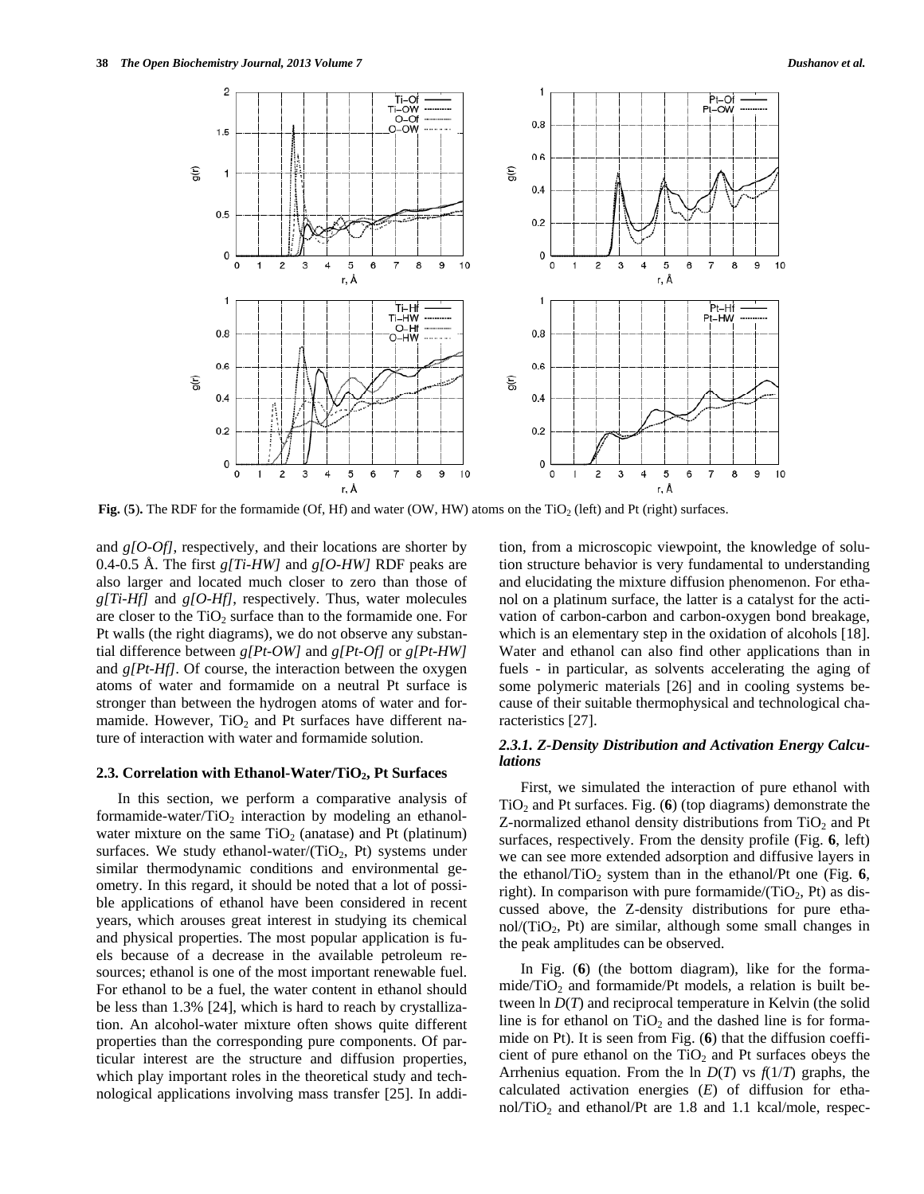**Fig. (5).** The RDF for the formamide (Of, Hf) and water (OW, HW) atoms on the $TiO_2$ (left) and Pt (right) surfaces.

and *g[O-Of]*, respectively, and their locations are shorter by 0.4-0.5 Å. The first *g[Ti-HW]* and *g[O-HW]* RDF peaks are also larger and located much closer to zero than those of *g[Ti-Hf]* and *g[O-Hf]*, respectively. Thus, water molecules are closer to the $TiO_2$ surface than to the formamide one. For Pt walls (the right diagrams), we do not observe any substantial difference between *g[Pt-OW]* and *g[Pt-Of]* or *g[Pt-HW]* and *g[Pt-Hf]*. Of course, the interaction between the oxygen atoms of water and formamide on a neutral Pt surface is stronger than between the hydrogen atoms of water and formamide. However, $TiO_2$ and Pt surfaces have different nature of interaction with water and formamide solution.

### 2.3. Correlation with Ethanol-Water/$TiO_2$, Pt Surfaces

In this section, we perform a comparative analysis of formamide-water/$TiO_2$ interaction by modeling an ethanol-water mixture on the same $TiO_2$ (anatase) and Pt (platinum) surfaces. We study ethanol-water/($TiO_2$, Pt) systems under similar thermodynamic conditions and environmental geometry. In this regard, it should be noted that a lot of possible applications of ethanol have been considered in recent years, which arouses great interest in studying its chemical and physical properties. The most popular application is fuels because of a decrease in the available petroleum resources; ethanol is one of the most important renewable fuel. For ethanol to be a fuel, the water content in ethanol should be less than 1.3% [24], which is hard to reach by crystallization. An alcohol-water mixture often shows quite different properties than the corresponding pure components. Of particular interest are the structure and diffusion properties, which play important roles in the theoretical study and technological applications involving mass transfer [25]. In addition, from a microscopic viewpoint, the knowledge of solution structure behavior is very fundamental to understanding and elucidating the mixture diffusion phenomenon. For ethanol on a platinum surface, the latter is a catalyst for the activation of carbon-carbon and carbon-oxygen bond breakage, which is an elementary step in the oxidation of alcohols [18]. Water and ethanol can also find other applications than in fuels - in particular, as solvents accelerating the aging of some polymeric materials [26] and in cooling systems because of their suitable thermophysical and technological characteristics [27].

#### *2.3.1. Z-Density Distribution and Activation Energy Calculations*

First, we simulated the interaction of pure ethanol with $TiO_2$ and Pt surfaces. Fig. (**6**) (top diagrams) demonstrate the Z-normalized ethanol density distributions from $TiO_2$ and Pt surfaces, respectively. From the density profile (Fig. **6**, left) we can see more extended adsorption and diffusive layers in the ethanol/$TiO_2$ system than in the ethanol/Pt one (Fig. **6**, right). In comparison with pure formamide/($TiO_2$, Pt) as discussed above, the Z-density distributions for pure ethanol/($TiO_2$, Pt) are similar, although some small changes in the peak amplitudes can be observed.

In Fig. (**6**) (the bottom diagram), like for the formamide/$TiO_2$ and formamide/Pt models, a relation is built between ln $D(T)$ and reciprocal temperature in Kelvin (the solid line is for ethanol on $TiO_2$ and the dashed line is for formamide on Pt). It is seen from Fig. (**6**) that the diffusion coefficient of pure ethanol on the $TiO_2$ and Pt surfaces obeys the Arrhenius equation. From the ln $D(T)$ vs $f(1/T)$ graphs, the calculated activation energies ($E$) of diffusion for ethanol/$TiO_2$ and ethanol/Pt are 1.8 and 1.1 kcal/mole, respec-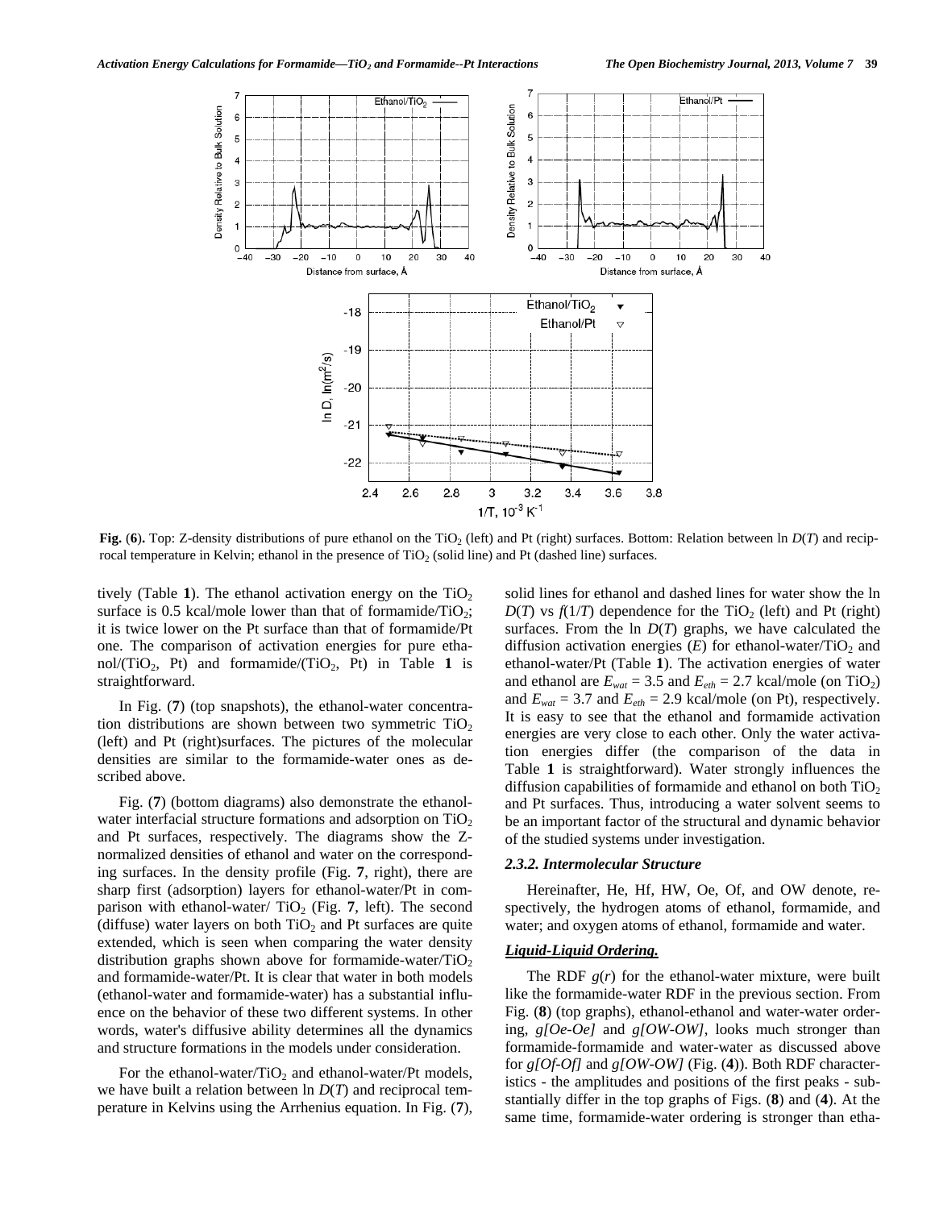**Fig. (6).** Top: Z-density distributions of pure ethanol on the $TiO_2$ (left) and Pt (right) surfaces. Bottom: Relation between ln $D(T)$ and reciprocal temperature in Kelvin; ethanol in the presence of $TiO_2$ (solid line) and Pt (dashed line) surfaces.

tively (Table **1**). The ethanol activation energy on the $TiO_2$ surface is 0.5 kcal/mole lower than that of formamide/$TiO_2$; it is twice lower on the Pt surface than that of formamide/Pt one. The comparison of activation energies for pure ethanol/($TiO_2$, Pt) and formamide/($TiO_2$, Pt) in Table **1** is straightforward.

In Fig. (**7**) (top snapshots), the ethanol-water concentration distributions are shown between two symmetric $TiO_2$ (left) and Pt (right)surfaces. The pictures of the molecular densities are similar to the formamide-water ones as described above.

Fig. (**7**) (bottom diagrams) also demonstrate the ethanol-water interfacial structure formations and adsorption on $TiO_2$ and Pt surfaces, respectively. The diagrams show the Z-normalized densities of ethanol and water on the corresponding surfaces. In the density profile (Fig. **7**, right), there are sharp first (adsorption) layers for ethanol-water/Pt in comparison with ethanol-water/ $TiO_2$ (Fig. **7**, left). The second (diffuse) water layers on both $TiO_2$ and Pt surfaces are quite extended, which is seen when comparing the water density distribution graphs shown above for formamide-water/$TiO_2$ and formamide-water/Pt. It is clear that water in both models (ethanol-water and formamide-water) has a substantial influence on the behavior of these two different systems. In other words, water's diffusive ability determines all the dynamics and structure formations in the models under consideration.

For the ethanol-water/$TiO_2$ and ethanol-water/Pt models, we have built a relation between ln $D(T)$ and reciprocal temperature in Kelvins using the Arrhenius equation. In Fig. (**7**), solid lines for ethanol and dashed lines for water show the ln $D(T)$ vs $f(1/T)$ dependence for the $TiO_2$ (left) and Pt (right) surfaces. From the ln $D(T)$ graphs, we have calculated the diffusion activation energies ($E$) for ethanol-water/$TiO_2$ and ethanol-water/Pt (Table **1**). The activation energies of water and ethanol are $E_{wat}$ = 3.5 and $E_{eth}$ = 2.7 kcal/mole (on $TiO_2$) and $E_{wat}$ = 3.7 and $E_{eth}$ = 2.9 kcal/mole (on Pt), respectively. It is easy to see that the ethanol and formamide activation energies are very close to each other. Only the water activation energies differ (the comparison of the data in Table **1** is straightforward). Water strongly influences the diffusion capabilities of formamide and ethanol on both $TiO_2$ and Pt surfaces. Thus, introducing a water solvent seems to be an important factor of the structural and dynamic behavior of the studied systems under investigation.

### *2.3.2. Intermolecular Structure*

Hereinafter, He, Hf, HW, Oe, Of, and OW denote, respectively, the hydrogen atoms of ethanol, formamide, and water; and oxygen atoms of ethanol, formamide and water.

***Liquid-Liquid Ordering.***

The RDF $g(r)$ for the ethanol-water mixture, were built like the formamide-water RDF in the previous section. From Fig. (**8**) (top graphs), ethanol-ethanol and water-water ordering, *g[Oe-Oe]* and *g[OW-OW]*, looks much stronger than formamide-formamide and water-water as discussed above for *g[Of-Of]* and *g[OW-OW]* (Fig. (**4**)). Both RDF characteristics - the amplitudes and positions of the first peaks - substantially differ in the top graphs of Figs. (**8**) and (**4**). At the same time, formamide-water ordering is stronger than etha-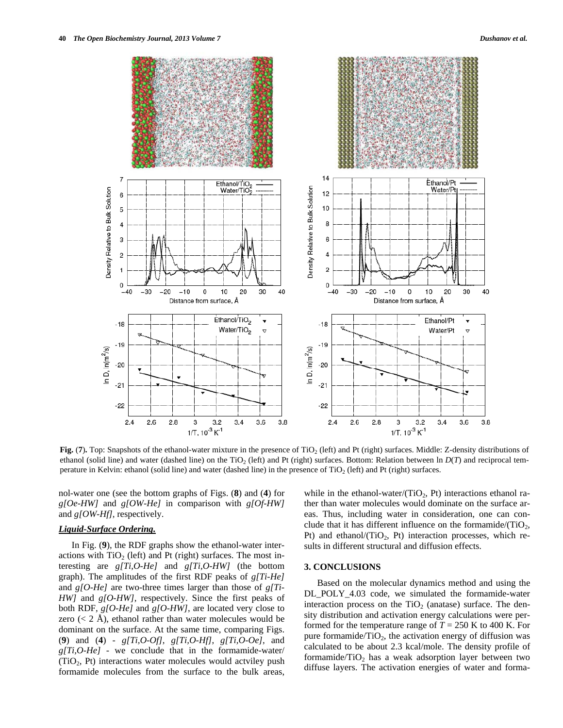**Fig. (7).** Top: Snapshots of the ethanol-water mixture in the presence of $TiO_2$ (left) and Pt (right) surfaces. Middle: Z-density distributions of ethanol (solid line) and water (dashed line) on the $TiO_2$ (left) and Pt (right) surfaces. Bottom: Relation between ln $D(T)$ and reciprocal temperature in Kelvin: ethanol (solid line) and water (dashed line) in the presence of $TiO_2$ (left) and Pt (right) surfaces.

nol-water one (see the bottom graphs of Figs. (**8**) and (**4**) for *g[Oe-HW]* and *g[OW-He]* in comparison with *g[Of-HW]* and *g[OW-Hf]*, respectively.

***Liquid-Surface Ordering.***

In Fig. (**9**), the RDF graphs show the ethanol-water interactions with $TiO_2$ (left) and Pt (right) surfaces. The most interesting are *g[Ti,O-He]* and *g[Ti,O-HW]* (the bottom graph). The amplitudes of the first RDF peaks of *g[Ti-He]* and *g[O-He]* are two-three times larger than those of *g[Ti-HW]* and *g[O-HW]*, respectively. Since the first peaks of both RDF, *g[O-He]* and *g[O-HW]*, are located very close to zero (< 2 Å), ethanol rather than water molecules would be dominant on the surface. At the same time, comparing Figs. (**9**) and (**4**) - *g[Ti,O-Of]*, *g[Ti,O-Hf]*, *g[Ti,O-Oe]*, and *g[Ti,O-He]* - we conclude that in the formamide-water/($TiO_2$, Pt) interactions water molecules would actviley push formamide molecules from the surface to the bulk areas, while in the ethanol-water/($TiO_2$, Pt) interactions ethanol rather than water molecules would dominate on the surface areas. Thus, including water in consideration, one can conclude that it has different influence on the formamide/($TiO_2$, Pt) and ethanol/($TiO_2$, Pt) interaction processes, which results in different structural and diffusion effects.

## 3. CONCLUSIONS

Based on the molecular dynamics method and using the DL_POLY_4.03 code, we simulated the formamide-water interaction process on the $TiO_2$ (anatase) surface. The density distribution and activation energy calculations were performed for the temperature range of $T$ = 250 K to 400 K. For pure formamide/$TiO_2$, the activation energy of diffusion was calculated to be about 2.3 kcal/mole. The density profile of formamide/$TiO_2$ has a weak adsorption layer between two diffuse layers. The activation energies of water and forma-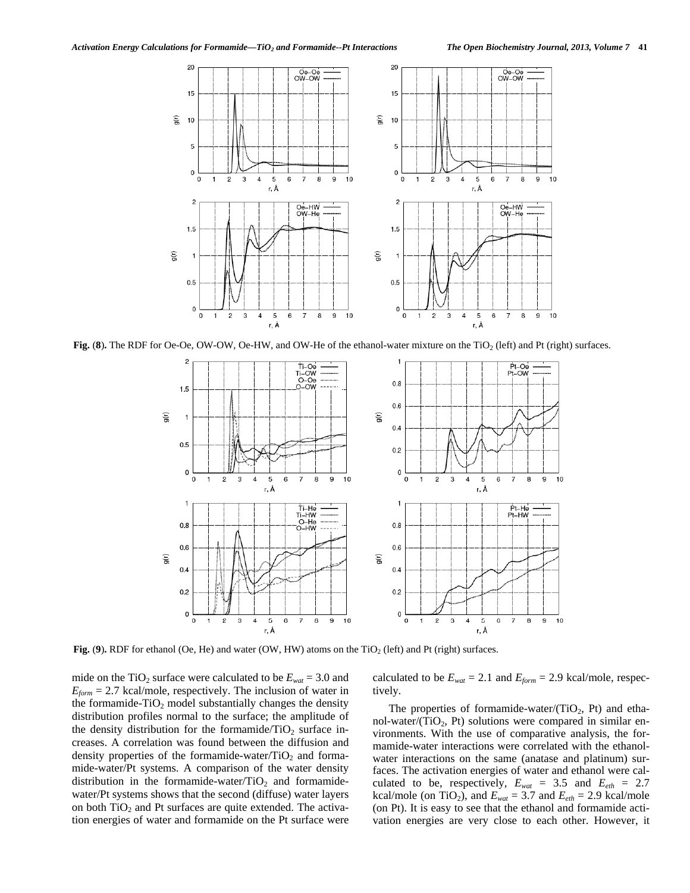Fig. (8). The RDF for Oe-Oe, OW-OW, Oe-HW, and OW-He of the ethanol-water mixture on the $TiO_2$ (left) and Pt (right) surfaces.

Fig. (9). RDF for ethanol (Oe, He) and water (OW, HW) atoms on the $TiO_2$ (left) and Pt (right) surfaces.

mide on the $TiO_2$ surface were calculated to be $E_{wat}$ = 3.0 and $E_{form}$ = 2.7 kcal/mole, respectively. The inclusion of water in the formamide-$TiO_2$ model substantially changes the density distribution profiles normal to the surface; the amplitude of the density distribution for the formamide/$TiO_2$ surface increases. A correlation was found between the diffusion and density properties of the formamide-water/$TiO_2$ and formamide-water/Pt systems. A comparison of the water density distribution in the formamide-water/$TiO_2$ and formamide-water/Pt systems shows that the second (diffuse) water layers on both $TiO_2$ and Pt surfaces are quite extended. The activation energies of water and formamide on the Pt surface were calculated to be $E_{wat}$ = 2.1 and $E_{form}$ = 2.9 kcal/mole, respectively.

The properties of formamide-water/($TiO_2$, Pt) and ethanol-water/($TiO_2$, Pt) solutions were compared in similar environments. With the use of comparative analysis, the formamide-water interactions were correlated with the ethanol-water interactions on the same (anatase and platinum) surfaces. The activation energies of water and ethanol were calculated to be, respectively, $E_{wat}$ = 3.5 and $E_{eth}$ = 2.7 kcal/mole (on $TiO_2$), and $E_{wat}$ = 3.7 and $E_{eth}$ = 2.9 kcal/mole (on Pt). It is easy to see that the ethanol and formamide activation energies are very close to each other. However, it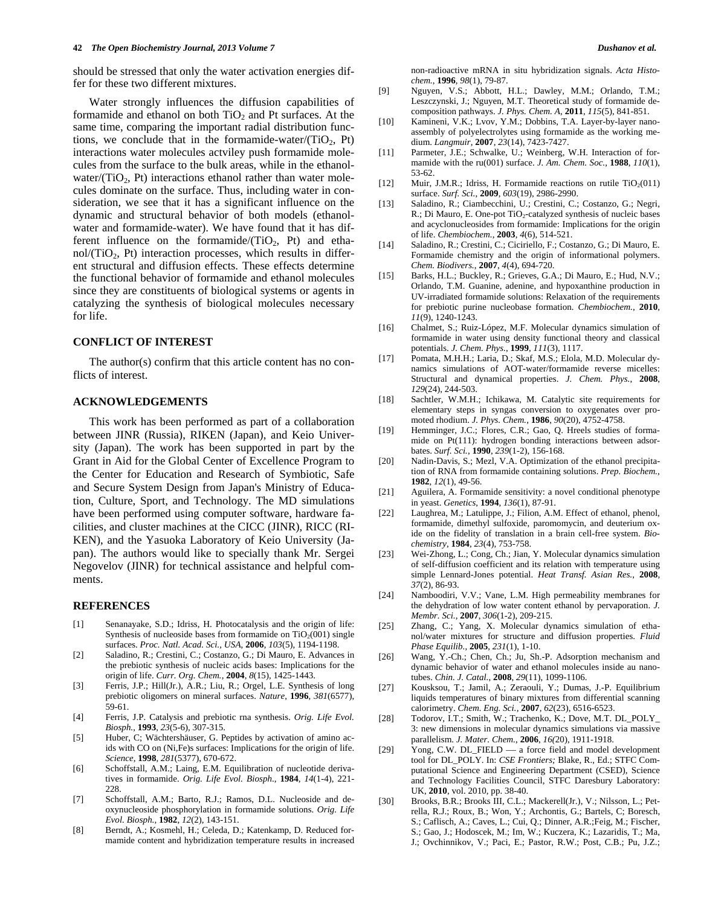should be stressed that only the water activation energies differ for these two different mixtures.

Water strongly influences the diffusion capabilities of formamide and ethanol on both $TiO_2$ and Pt surfaces. At the same time, comparing the important radial distribution functions, we conclude that in the formamide-water/($TiO_2$, Pt) interactions water molecules actviley push formamide molecules from the surface to the bulk areas, while in the ethanol-water/($TiO_2$, Pt) interactions ethanol rather than water molecules dominate on the surface. Thus, including water in consideration, we see that it has a significant influence on the dynamic and structural behavior of both models (ethanol-water and formamide-water). We have found that it has different influence on the formamide/($TiO_2$, Pt) and ethanol/($TiO_2$, Pt) interaction processes, which results in different structural and diffusion effects. These effects determine the functional behavior of formamide and ethanol molecules since they are constituents of biological systems or agents in catalyzing the synthesis of biological molecules necessary for life.

## CONFLICT OF INTEREST

The author(s) confirm that this article content has no conflicts of interest.

## ACKNOWLEDGEMENTS

This work has been performed as part of a collaboration between JINR (Russia), RIKEN (Japan), and Keio University (Japan). The work has been supported in part by the Grant in Aid for the Global Center of Excellence Program to the Center for Education and Research of Symbiotic, Safe and Secure System Design from Japan's Ministry of Education, Culture, Sport, and Technology. The MD simulations have been performed using computer software, hardware facilities, and cluster machines at the CICC (JINR), RICC (RIKEN), and the Yasuoka Laboratory of Keio University (Japan). The authors would like to specially thank Mr. Sergei Negovelov (JINR) for technical assistance and helpful comments.

## REFERENCES

[1] Senanayake, S.D.; Idriss, H. Photocatalysis and the origin of life: Synthesis of nucleoside bases from formamide on $TiO_2$(001) single surfaces. *Proc. Natl. Acad. Sci., USA*, **2006**, *103*(5), 1194-1198.

[2] Saladino, R.; Crestini, C.; Costanzo, G.; Di Mauro, E. Advances in the prebiotic synthesis of nucleic acids bases: Implications for the origin of life. *Curr. Org. Chem.*, **2004**, *8*(15), 1425-1443.

[3] Ferris, J.P.; Hill(Jr.), A.R.; Liu, R.; Orgel, L.E. Synthesis of long prebiotic oligomers on mineral surfaces. *Nature*, **1996**, *381*(6577), 59-61.

[4] Ferris, J.P. Catalysis and prebiotic rna synthesis. *Orig. Life Evol. Biosph.*, **1993**, *23*(5-6), 307-315.

[5] Huber, C; Wächtershäuser, G. Peptides by activation of amino acids with CO on (Ni,Fe)s surfaces: Implications for the origin of life. *Science*, **1998**, *281*(5377), 670-672.

[6] Schoffstall, A.M.; Laing, E.M. Equilibration of nucleotide derivatives in formamide. *Orig. Life Evol. Biosph.*, **1984**, *14*(1-4), 221-228.

[7] Schoffstall, A.M.; Barto, R.J.; Ramos, D.L. Nucleoside and deoxynucleoside phosphorylation in formamide solutions. *Orig. Life Evol. Biosph.*, **1982**, *12*(2), 143-151.

[8] Berndt, A.; Kosmehl, H.; Celeda, D.; Katenkamp, D. Reduced formamide content and hybridization temperature results in increased non-radioactive mRNA in situ hybridization signals. *Acta Histochem.*, **1996**, *98*(1), 79-87.

[9] Nguyen, V.S.; Abbott, H.L.; Dawley, M.M.; Orlando, T.M.; Leszczynski, J.; Nguyen, M.T. Theoretical study of formamide decomposition pathways. *J. Phys. Chem. A*, **2011**, *115*(5), 841-851.

[10] Kamineni, V.K.; Lvov, Y.M.; Dobbins, T.A. Layer-by-layer nanoassembly of polyelectrolytes using formamide as the working medium. *Langmuir*, **2007**, *23*(14), 7423-7427.

[11] Parmeter, J.E.; Schwalke, U.; Weinberg, W.H. Interaction of formamide with the ru(001) surface. *J. Am. Chem. Soc.*, **1988**, *110*(1), 53-62.

[12] Muir, J.M.R.; Idriss, H. Formamide reactions on rutile $TiO_2$(011) surface. *Surf. Sci.*, **2009**, *603*(19), 2986-2990.

[13] Saladino, R.; Ciambecchini, U.; Crestini, C.; Costanzo, G.; Negri, R.; Di Mauro, E. One-pot $TiO_2$-catalyzed synthesis of nucleic bases and acyclonucleosides from formamide: Implications for the origin of life. *Chembiochem.*, **2003**, *4*(6), 514-521.

[14] Saladino, R.; Crestini, C.; Ciciriello, F.; Costanzo, G.; Di Mauro, E. Formamide chemistry and the origin of informational polymers. *Chem. Biodivers.*, **2007**, *4*(4), 694-720.

[15] Barks, H.L.; Buckley, R.; Grieves, G.A.; Di Mauro, E.; Hud, N.V.; Orlando, T.M. Guanine, adenine, and hypoxanthine production in UV-irradiated formamide solutions: Relaxation of the requirements for prebiotic purine nucleobase formation. *Chembiochem.*, **2010**, *11*(9), 1240-1243.

[16] Chalmet, S.; Ruiz-López, M.F. Molecular dynamics simulation of formamide in water using density functional theory and classical potentials. *J. Chem. Phys.*, **1999**, *111*(3), 1117.

[17] Pomata, M.H.H.; Laria, D.; Skaf, M.S.; Elola, M.D. Molecular dynamics simulations of AOT-water/formamide reverse micelles: Structural and dynamical properties. *J. Chem. Phys.*, **2008**, *129*(24), 244-503.

[18] Sachtler, W.M.H.; Ichikawa, M. Catalytic site requirements for elementary steps in syngas conversion to oxygenates over promoted rhodium. *J. Phys. Chem.*, **1986**, *90*(20), 4752-4758.

[19] Hemminger, J.C.; Flores, C.R.; Gao, Q. Hreels studies of formamide on Pt(111): hydrogen bonding interactions between adsorbates. *Surf. Sci.*, **1990**, *239*(1-2), 156-168.

[20] Nadin-Davis, S.; Mezl, V.A. Optimization of the ethanol precipitation of RNA from formamide containing solutions. *Prep. Biochem.*, **1982**, *12*(1), 49-56.

[21] Aguilera, A. Formamide sensitivity: a novel conditional phenotype in yeast. *Genetics*, **1994**, *136*(1), 87-91.

[22] Laughrea, M.; Latulippe, J.; Filion, A.M. Effect of ethanol, phenol, formamide, dimethyl sulfoxide, paromomycin, and deuterium oxide on the fidelity of translation in a brain cell-free system. *Biochemistry*, **1984**, *23*(4), 753-758.

[23] Wei-Zhong, L.; Cong, Ch.; Jian, Y. Molecular dynamics simulation of self-diffusion coefficient and its relation with temperature using simple Lennard-Jones potential. *Heat Transf. Asian Res.*, **2008**, *37*(2), 86-93.

[24] Namboodiri, V.V.; Vane, L.M. High permeability membranes for the dehydration of low water content ethanol by pervaporation. *J. Membr. Sci.*, **2007**, *306*(1-2), 209-215.

[25] Zhang, C.; Yang, X. Molecular dynamics simulation of ethanol/water mixtures for structure and diffusion properties. *Fluid Phase Equilib.*, **2005**, *231*(1), 1-10.

[26] Wang, Y.-Ch.; Chen, Ch.; Ju, Sh.-P. Adsorption mechanism and dynamic behavior of water and ethanol molecules inside au nanotubes. *Chin. J. Catal.*, **2008**, *29*(11), 1099-1106.

[27] Kousksou, T.; Jamil, A.; Zeraouli, Y.; Dumas, J.-P. Equilibrium liquids temperatures of binary mixtures from differential scanning calorimetry. *Chem. Eng. Sci.*, **2007**, *62*(23), 6516-6523.

[28] Todorov, I.T.; Smith, W.; Trachenko, K.; Dove, M.T. DL_POLY_3: new dimensions in molecular dynamics simulations via massive parallelism. *J. Mater. Chem.*, **2006**, *16*(20), 1911-1918.

[29] Yong, C.W. DL_FIELD — a force field and model development tool for DL_POLY. In: *CSE Frontiers;* Blake, R., Ed.; STFC Computational Science and Engineering Department (CSED), Science and Technology Facilities Council, STFC Daresbury Laboratory: UK, **2010**, vol. 2010, pp. 38-40.

[30] Brooks, B.R.; Brooks III, C.L.; Mackerell(Jr.), V.; Nilsson, L.; Petrella, R.J.; Roux, B.; Won, Y.; Archontis, G.; Bartels, C; Boresch, S.; Caflisch, A.; Caves, L.; Cui, Q.; Dinner, A.R.;Feig, M.; Fischer, S.; Gao, J.; Hodoscek, M.; Im, W.; Kuczera, K.; Lazaridis, T.; Ma, J.; Ovchinnikov, V.; Paci, E.; Pastor, R.W.; Post, C.B.; Pu, J.Z.;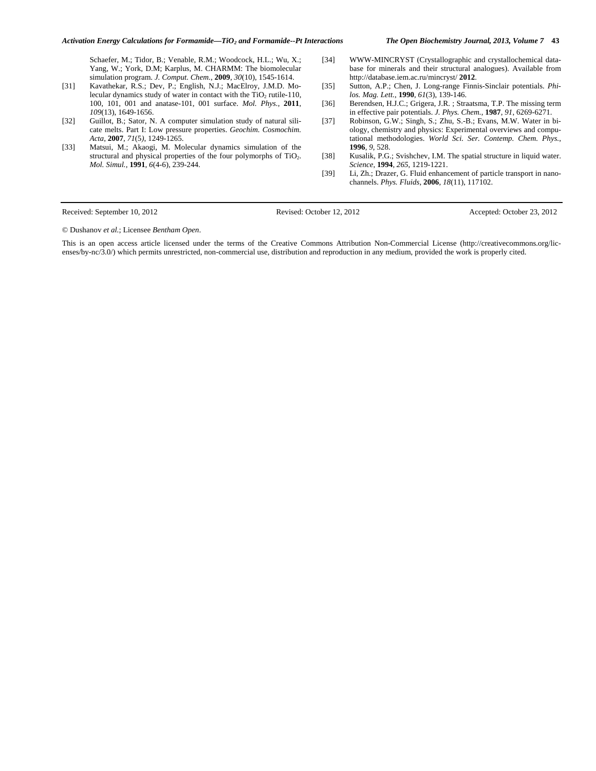Schaefer, M.; Tidor, B.; Venable, R.M.; Woodcock, H.L.; Wu, X.; Yang, W.; York, D.M; Karplus, M. CHARMM: The biomolecular simulation program. *J. Comput. Chem.*, **2009**, *30*(10), 1545-1614.

[31] Kavathekar, R.S.; Dev, P.; English, N.J.; MacElroy, J.M.D. Molecular dynamics study of water in contact with the $TiO_2$ rutile-110, 100, 101, 001 and anatase-101, 001 surface. *Mol. Phys.*, **2011**, *109*(13), 1649-1656.

[32] Guillot, B.; Sator, N. A computer simulation study of natural silicate melts. Part I: Low pressure properties. *Geochim. Cosmochim. Acta*, **2007**, *71*(5), 1249-1265.

[33] Matsui, M.; Akaogi, M. Molecular dynamics simulation of the structural and physical properties of the four polymorphs of $TiO_2$. *Mol. Simul.*, **1991**, *6*(4-6), 239-244.

[34] WWW-MINCRYST (Crystallographic and crystallochemical database for minerals and their structural analogues). Available from http://database.iem.ac.ru/mincryst/ **2012**.

[35] Sutton, A.P.; Chen, J. Long-range Finnis-Sinclair potentials. *Philos. Mag. Lett.*, **1990**, *61*(3), 139-146.

[36] Berendsen, H.J.C.; Grigera, J.R. ; Straatsma, T.P. The missing term in effective pair potentials. *J. Phys. Chem.*, **1987**, *91*, 6269-6271.

[37] Robinson, G.W.; Singh, S.; Zhu, S.-B.; Evans, M.W. Water in biology, chemistry and physics: Experimental overviews and computational methodologies. *World Sci. Ser. Contemp. Chem. Phys.*, **1996**, *9*, 528.

[38] Kusalik, P.G.; Svishchev, I.M. The spatial structure in liquid water. *Science*, **1994**, *265*, 1219-1221.

[39] Li, Zh.; Drazer, G. Fluid enhancement of particle transport in nanochannels. *Phys. Fluids*, **2006**, *18*(11), 117102.

---

Received: September 10, 2012 Revised: October 12, 2012 Accepted: October 23, 2012

© Dushanov *et al.*; Licensee *Bentham Open*.

This is an open access article licensed under the terms of the Creative Commons Attribution Non-Commercial License (http://creativecommons.org/licenses/by-nc/3.0/) which permits unrestricted, non-commercial use, distribution and reproduction in any medium, provided the work is properly cited.